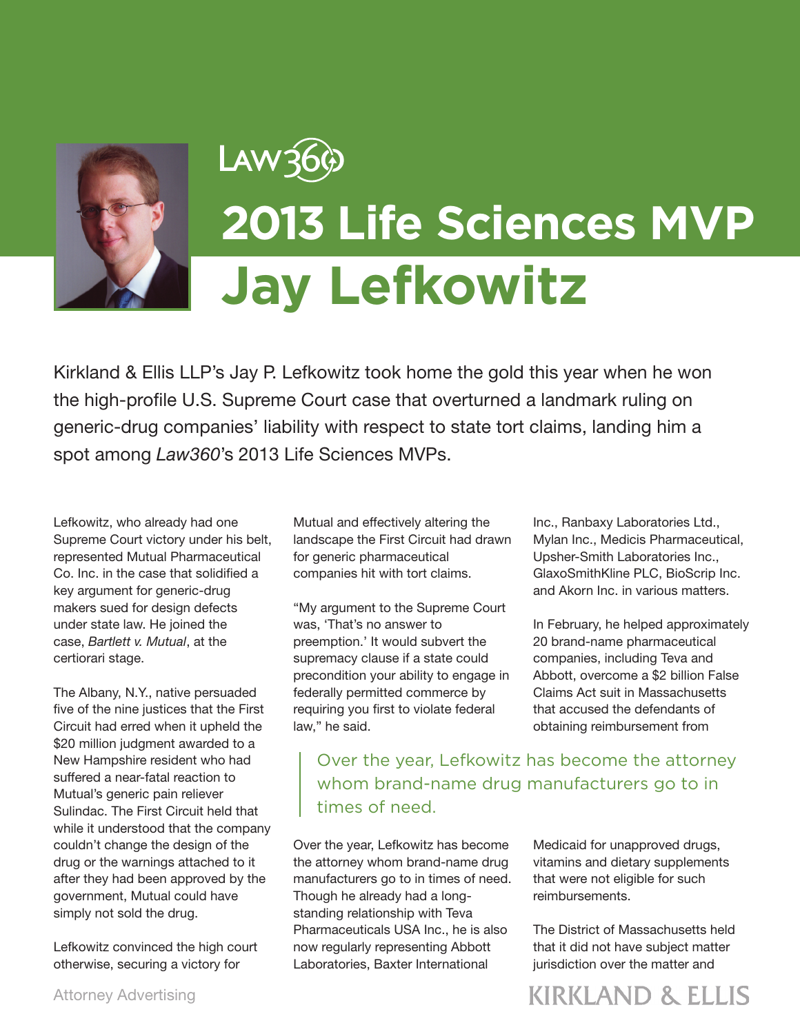Law360

# 2013 Life Sciences MVP

# Jay Lefkowitz

Kirkland & Ellis LLP's Jay P. Lefkowitz took home the gold this year when he won the high-profile U.S. Supreme Court case that overturned a landmark ruling on generic-drug companies' liability with respect to state tort claims, landing him a spot among *Law360*'s 2013 Life Sciences MVPs.

Lefkowitz, who already had one Supreme Court victory under his belt, represented Mutual Pharmaceutical Co. Inc. in the case that solidified a key argument for generic-drug makers sued for design defects under state law. He joined the case, *Bartlett v. Mutual*, at the certiorari stage.

The Albany, N.Y., native persuaded five of the nine justices that the First Circuit had erred when it upheld the $20 million judgment awarded to a New Hampshire resident who had suffered a near-fatal reaction to Mutual's generic pain reliever Sulindac. The First Circuit held that while it understood that the company couldn't change the design of the drug or the warnings attached to it after they had been approved by the government, Mutual could have simply not sold the drug.

Lefkowitz convinced the high court otherwise, securing a victory for Mutual and effectively altering the landscape the First Circuit had drawn for generic pharmaceutical companies hit with tort claims.

"My argument to the Supreme Court was, 'That's no answer to preemption.' It would subvert the supremacy clause if a state could precondition your ability to engage in federally permitted commerce by requiring you first to violate federal law," he said.

> Over the year, Lefkowitz has become the attorney whom brand-name drug manufacturers go to in times of need.

Over the year, Lefkowitz has become the attorney whom brand-name drug manufacturers go to in times of need. Though he already had a long-standing relationship with Teva Pharmaceuticals USA Inc., he is also now regularly representing Abbott Laboratories, Baxter International Inc., Ranbaxy Laboratories Ltd., Mylan Inc., Medicis Pharmaceutical, Upsher-Smith Laboratories Inc., GlaxoSmithKline PLC, BioScrip Inc. and Akorn Inc. in various matters.

In February, he helped approximately 20 brand-name pharmaceutical companies, including Teva and Abbott, overcome a $2 billion False Claims Act suit in Massachusetts that accused the defendants of obtaining reimbursement from Medicaid for unapproved drugs, vitamins and dietary supplements that were not eligible for such reimbursements.

The District of Massachusetts held that it did not have subject matter jurisdiction over the matter and

Attorney Advertising

KIRKLAND & ELLIS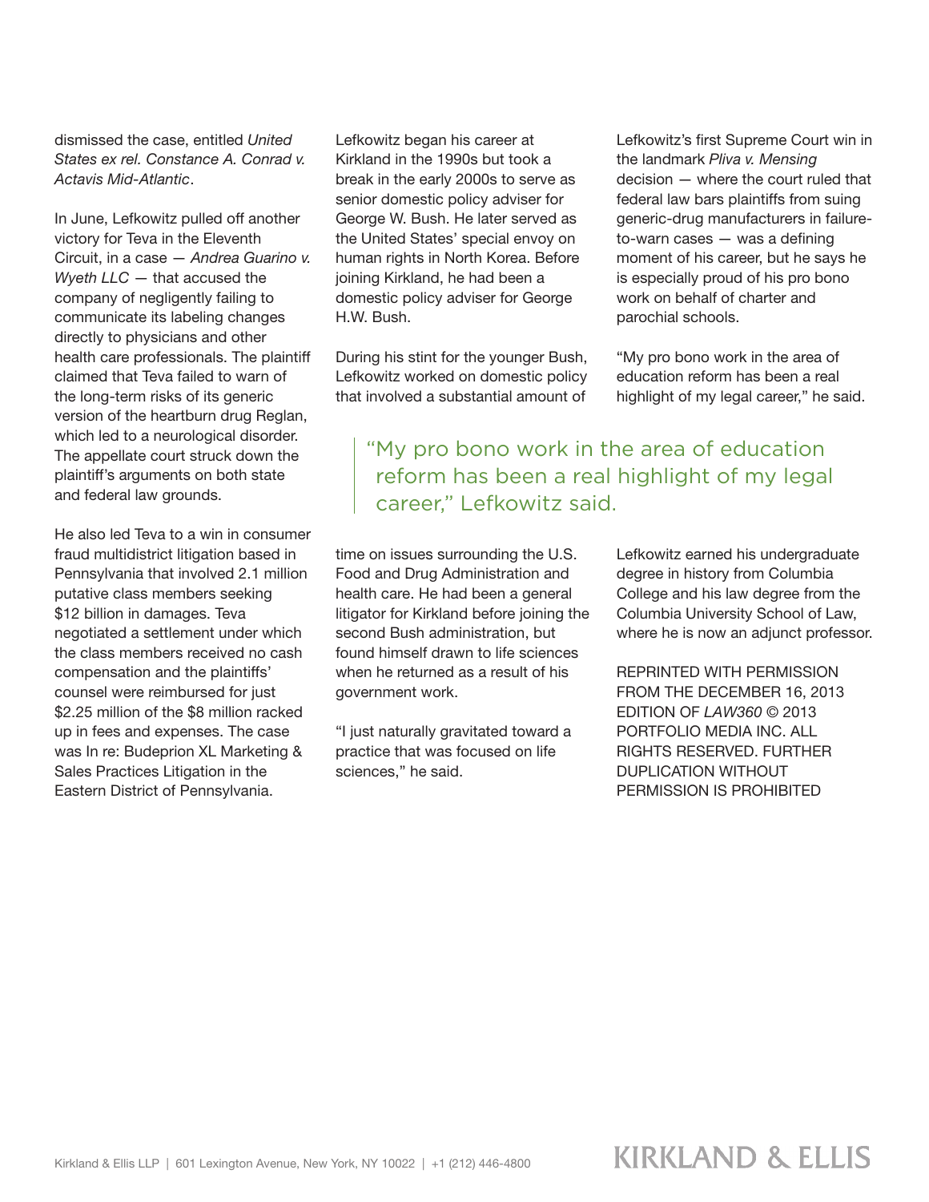dismissed the case, entitled *United States ex rel. Constance A. Conrad v. Actavis Mid-Atlantic*.

In June, Lefkowitz pulled off another victory for Teva in the Eleventh Circuit, in a case — *Andrea Guarino v. Wyeth LLC* — that accused the company of negligently failing to communicate its labeling changes directly to physicians and other health care professionals. The plaintiff claimed that Teva failed to warn of the long-term risks of its generic version of the heartburn drug Reglan, which led to a neurological disorder. The appellate court struck down the plaintiff's arguments on both state and federal law grounds.

He also led Teva to a win in consumer fraud multidistrict litigation based in Pennsylvania that involved 2.1 million putative class members seeking $12 billion in damages. Teva negotiated a settlement under which the class members received no cash compensation and the plaintiffs' counsel were reimbursed for just $2.25 million of the $8 million racked up in fees and expenses. The case was In re: Budeprion XL Marketing & Sales Practices Litigation in the Eastern District of Pennsylvania.

Lefkowitz began his career at Kirkland in the 1990s but took a break in the early 2000s to serve as senior domestic policy adviser for George W. Bush. He later served as the United States' special envoy on human rights in North Korea. Before joining Kirkland, he had been a domestic policy adviser for George H.W. Bush.

During his stint for the younger Bush, Lefkowitz worked on domestic policy that involved a substantial amount of time on issues surrounding the U.S. Food and Drug Administration and health care. He had been a general litigator for Kirkland before joining the second Bush administration, but found himself drawn to life sciences when he returned as a result of his government work.

"I just naturally gravitated toward a practice that was focused on life sciences," he said.

Lefkowitz's first Supreme Court win in the landmark *Pliva v. Mensing* decision — where the court ruled that federal law bars plaintiffs from suing generic-drug manufacturers in failure-to-warn cases — was a defining moment of his career, but he says he is especially proud of his pro bono work on behalf of charter and parochial schools.

"My pro bono work in the area of education reform has been a real highlight of my legal career," he said.

> "My pro bono work in the area of education reform has been a real highlight of my legal career," Lefkowitz said.

Lefkowitz earned his undergraduate degree in history from Columbia College and his law degree from the Columbia University School of Law, where he is now an adjunct professor.

REPRINTED WITH PERMISSION FROM THE DECEMBER 16, 2013 EDITION OF *LAW360* © 2013 PORTFOLIO MEDIA INC. ALL RIGHTS RESERVED. FURTHER DUPLICATION WITHOUT PERMISSION IS PROHIBITED

Kirkland & Ellis LLP | 601 Lexington Avenue, New York, NY 10022 | +1 (212) 446-4800

KIRKLAND & ELLIS